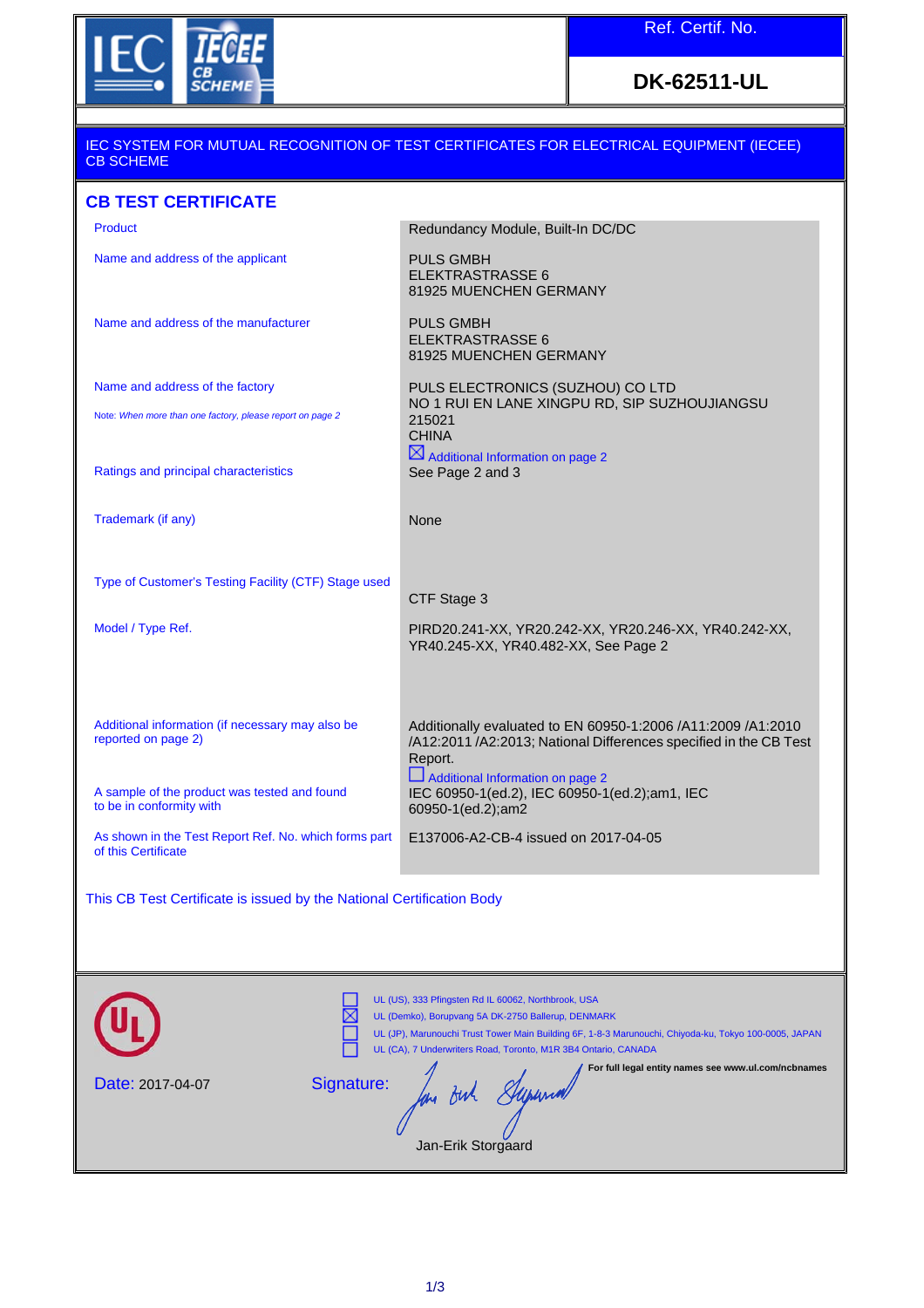Ref. Certif. No.

**DK-62511-UL**

IEC SYSTEM FOR MUTUAL RECOGNITION OF TEST CERTIFICATES FOR ELECTRICAL EQUIPMENT (IECEE) CB SCHEME

## CB TEST CERTIFICATE

| | |
|---|---|
| Product | Redundancy Module, Built-In DC/DC |
| Name and address of the applicant | PULS GMBH<br>ELEKTRASTRASSE 6<br>81925 MUENCHEN GERMANY |
| Name and address of the manufacturer | PULS GMBH<br>ELEKTRASTRASSE 6<br>81925 MUENCHEN GERMANY |
| Name and address of the factory<br><br>Note: *When more than one factory, please report on page 2* | PULS ELECTRONICS (SUZHOU) CO LTD<br>NO 1 RUI EN LANE XINGPU RD, SIP SUZHOUJIANGSU<br>215021<br>CHINA<br>☒ Additional Information on page 2 |
| Ratings and principal characteristics | See Page 2 and 3 |
| Trademark (if any) | None |
| Type of Customer's Testing Facility (CTF) Stage used | CTF Stage 3 |
| Model / Type Ref. | PIRD20.241-XX, YR20.242-XX, YR20.246-XX, YR40.242-XX, YR40.245-XX, YR40.482-XX, See Page 2 |
| Additional information (if necessary may also be reported on page 2) | Additionally evaluated to EN 60950-1:2006 /A11:2009 /A1:2010 /A12:2011 /A2:2013; National Differences specified in the CB Test Report.<br>☐ Additional Information on page 2 |
| A sample of the product was tested and found to be in conformity with | IEC 60950-1(ed.2), IEC 60950-1(ed.2);am1, IEC 60950-1(ed.2);am2 |
| As shown in the Test Report Ref. No. which forms part of this Certificate | E137006-A2-CB-4 issued on 2017-04-05 |

This CB Test Certificate is issued by the National Certification Body

- ☐ UL (US), 333 Pfingsten Rd IL 60062, Northbrook, USA
- ☒ UL (Demko), Borupvang 5A DK-2750 Ballerup, DENMARK
- ☐ UL (JP), Marunouchi Trust Tower Main Building 6F, 1-8-3 Marunouchi, Chiyoda-ku, Tokyo 100-0005, JAPAN
- ☐ UL (CA), 7 Underwriters Road, Toronto, M1R 3B4 Ontario, CANADA

**For full legal entity names see www.ul.com/ncbnames**

Date: 2017-04-07

Signature:

Jan-Erik Storgaard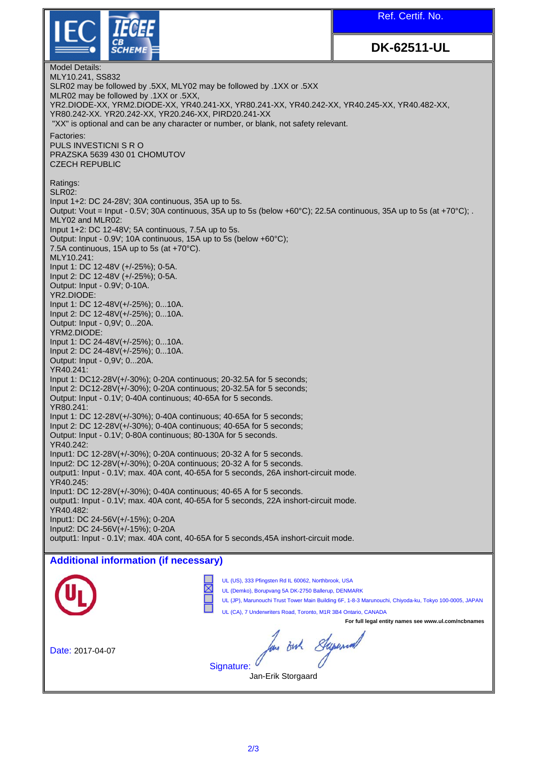| Ref. Certif. No. |
| --- |
| **DK-62511-UL** |

Model Details:
MLY10.241, SS832
SLR02 may be followed by .5XX, MLY02 may be followed by .1XX or .5XX
MLR02 may be followed by .1XX or .5XX,
YR2.DIODE-XX, YRM2.DIODE-XX, YR40.241-XX, YR80.241-XX, YR40.242-XX, YR40.245-XX, YR40.482-XX, YR80.242-XX. YR20.242-XX, YR20.246-XX, PIRD20.241-XX
"XX" is optional and can be any character or number, or blank, not safety relevant.

Factories:
PULS INVESTICNI S R O
PRAZSKA 5639 430 01 CHOMUTOV
CZECH REPUBLIC

Ratings:
SLR02:
Input 1+2: DC 24-28V; 30A continuous, 35A up to 5s.
Output: Vout = Input - 0.5V; 30A continuous, 35A up to 5s (below +60°C); 22.5A continuous, 35A up to 5s (at +70°C); .
MLY02 and MLR02:
Input 1+2: DC 12-48V; 5A continuous, 7.5A up to 5s.
Output: Input - 0.9V; 10A continuous, 15A up to 5s (below +60°C);
7.5A continuous, 15A up to 5s (at +70°C).
MLY10.241:
Input 1: DC 12-48V (+/-25%); 0-5A.
Input 2: DC 12-48V (+/-25%); 0-5A.
Output: Input - 0.9V; 0-10A.
YR2.DIODE:
Input 1: DC 12-48V(+/-25%); 0...10A.
Input 2: DC 12-48V(+/-25%); 0...10A.
Output: Input - 0,9V; 0...20A.
YRM2.DIODE:
Input 1: DC 24-48V(+/-25%); 0...10A.
Input 2: DC 24-48V(+/-25%); 0...10A.
Output: Input - 0,9V; 0...20A.
YR40.241:
Input 1: DC12-28V(+/-30%); 0-20A continuous; 20-32.5A for 5 seconds;
Input 2: DC12-28V(+/-30%); 0-20A continuous; 20-32.5A for 5 seconds;
Output: Input - 0.1V; 0-40A continuous; 40-65A for 5 seconds.
YR80.241:
Input 1: DC 12-28V(+/-30%); 0-40A continuous; 40-65A for 5 seconds;
Input 2: DC 12-28V(+/-30%); 0-40A continuous; 40-65A for 5 seconds;
Output: Input - 0.1V; 0-80A continuous; 80-130A for 5 seconds.
YR40.242:
Input1: DC 12-28V(+/-30%); 0-20A continuous; 20-32 A for 5 seconds.
Input2: DC 12-28V(+/-30%); 0-20A continuous; 20-32 A for 5 seconds.
output1: Input - 0.1V; max. 40A cont, 40-65A for 5 seconds, 26A inshort-circuit mode.
YR40.245:
Input1: DC 12-28V(+/-30%); 0-40A continuous; 40-65 A for 5 seconds.
output1: Input - 0.1V; max. 40A cont, 40-65A for 5 seconds, 22A inshort-circuit mode.
YR40.482:
Input1: DC 24-56V(+/-15%); 0-20A
Input2: DC 24-56V(+/-15%); 0-20A
output1: Input - 0.1V; max. 40A cont, 40-65A for 5 seconds,45A inshort-circuit mode.

## Additional information (if necessary)

- ☐ UL (US), 333 Pfingsten Rd IL 60062, Northbrook, USA
- ☒ UL (Demko), Borupvang 5A DK-2750 Ballerup, DENMARK
- ☐ UL (JP), Marunouchi Trust Tower Main Building 6F, 1-8-3 Marunouchi, Chiyoda-ku, Tokyo 100-0005, JAPAN
- ☐ UL (CA), 7 Underwriters Road, Toronto, M1R 3B4 Ontario, CANADA

**For full legal entity names see www.ul.com/ncbnames**

Date: 2017-04-07

Signature:
Jan-Erik Storgaard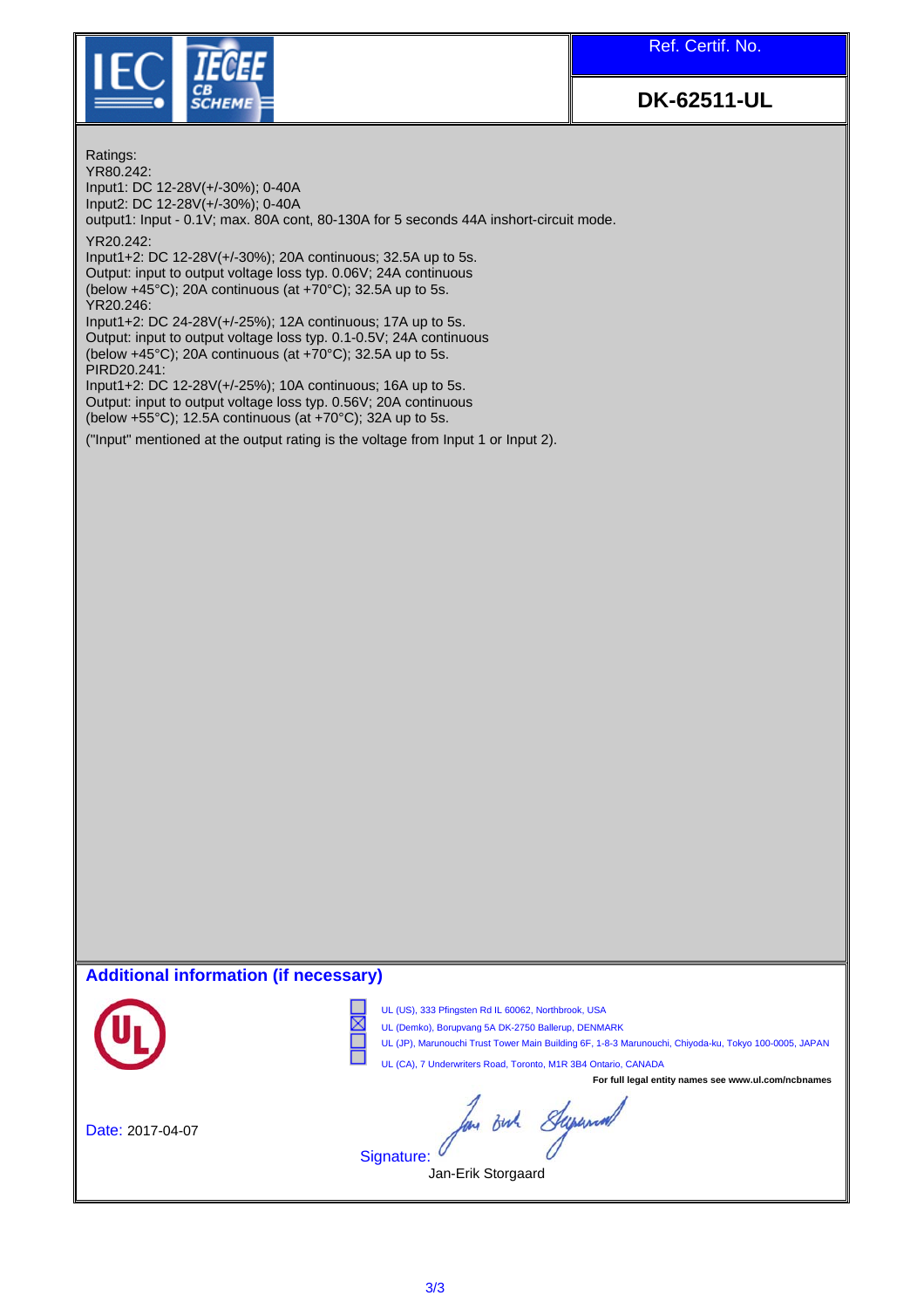Ref. Certif. No.

**DK-62511-UL**

Ratings:
YR80.242:
Input1: DC 12-28V(+/-30%); 0-40A
Input2: DC 12-28V(+/-30%); 0-40A
output1: Input - 0.1V; max. 80A cont, 80-130A for 5 seconds 44A inshort-circuit mode.

YR20.242:
Input1+2: DC 12-28V(+/-30%); 20A continuous; 32.5A up to 5s.
Output: input to output voltage loss typ. 0.06V; 24A continuous
(below +45°C); 20A continuous (at +70°C); 32.5A up to 5s.
YR20.246:
Input1+2: DC 24-28V(+/-25%); 12A continuous; 17A up to 5s.
Output: input to output voltage loss typ. 0.1-0.5V; 24A continuous
(below +45°C); 20A continuous (at +70°C); 32.5A up to 5s.
PIRD20.241:
Input1+2: DC 12-28V(+/-25%); 10A continuous; 16A up to 5s.
Output: input to output voltage loss typ. 0.56V; 20A continuous
(below +55°C); 12.5A continuous (at +70°C); 32A up to 5s.

("Input" mentioned at the output rating is the voltage from Input 1 or Input 2).

## Additional information (if necessary)

- ☐ UL (US), 333 Pfingsten Rd IL 60062, Northbrook, USA
- ☒ UL (Demko), Borupvang 5A DK-2750 Ballerup, DENMARK
- ☐ UL (JP), Marunouchi Trust Tower Main Building 6F, 1-8-3 Marunouchi, Chiyoda-ku, Tokyo 100-0005, JAPAN
- ☐ UL (CA), 7 Underwriters Road, Toronto, M1R 3B4 Ontario, CANADA

**For full legal entity names see www.ul.com/ncbnames**

Date: 2017-04-07

Signature:
Jan-Erik Storgaard